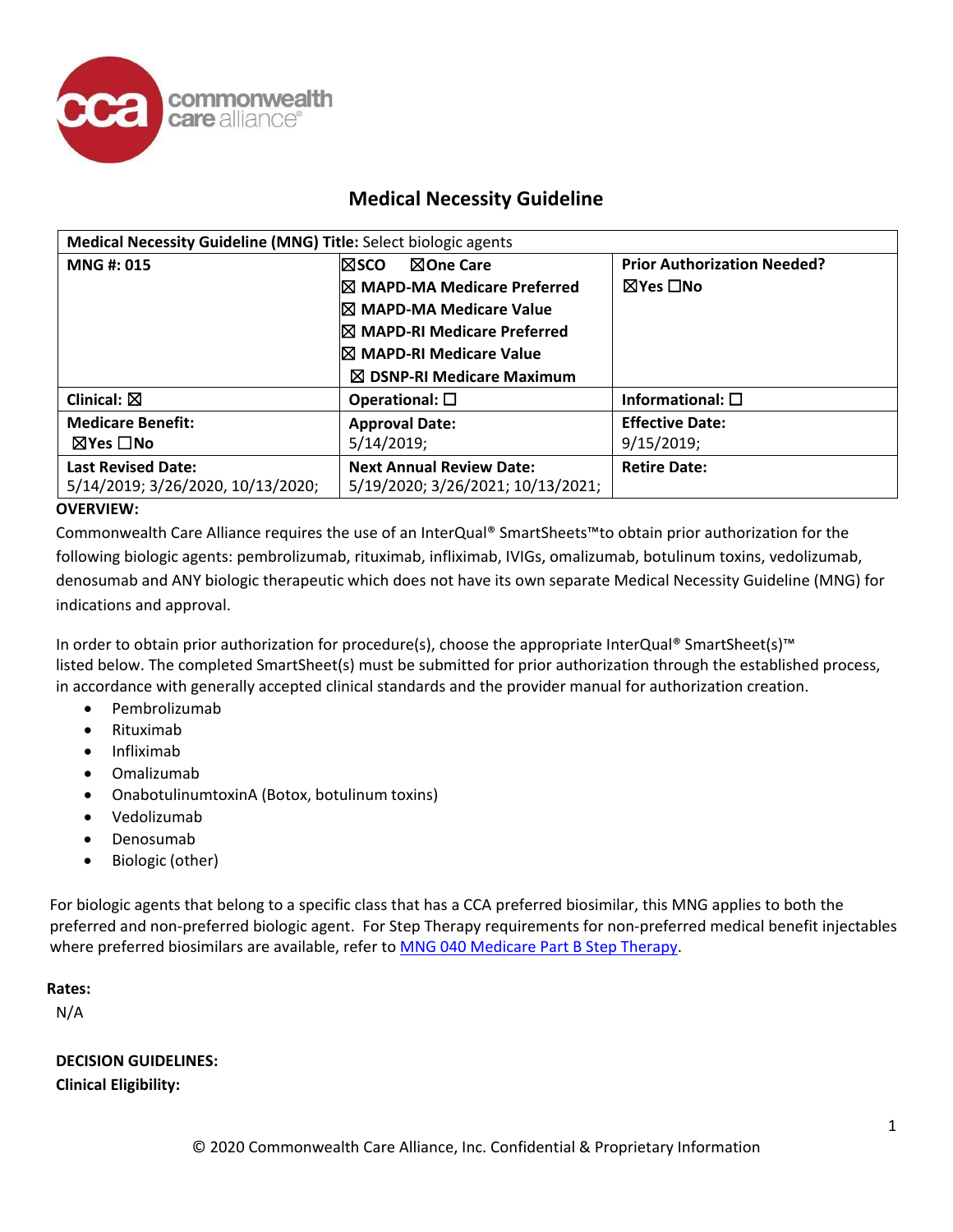# Medical Necessity Guideline

| **Medical Necessity Guideline (MNG) Title:** Select biologic agents | | |
|---|---|---|
| **MNG #: 015** | ☒SCO ☒One Care<br>☒ MAPD-MA Medicare Preferred<br>☒ MAPD-MA Medicare Value<br>☒ MAPD-RI Medicare Preferred<br>☒ MAPD-RI Medicare Value<br>☒ DSNP-RI Medicare Maximum | **Prior Authorization Needed?**<br>☒Yes ☐No |
| **Clinical:** ☒ | **Operational:** ☐ | **Informational:** ☐ |
| **Medicare Benefit:**<br>☒Yes ☐No | **Approval Date:**<br>5/14/2019; | **Effective Date:**<br>9/15/2019; |
| **Last Revised Date:**<br>5/14/2019; 3/26/2020, 10/13/2020; | **Next Annual Review Date:**<br>5/19/2020; 3/26/2021; 10/13/2021; | **Retire Date:** |

**OVERVIEW:**

Commonwealth Care Alliance requires the use of an InterQual® SmartSheets™to obtain prior authorization for the following biologic agents: pembrolizumab, rituximab, infliximab, IVIGs, omalizumab, botulinum toxins, vedolizumab, denosumab and ANY biologic therapeutic which does not have its own separate Medical Necessity Guideline (MNG) for indications and approval.

In order to obtain prior authorization for procedure(s), choose the appropriate InterQual® SmartSheet(s)™ listed below. The completed SmartSheet(s) must be submitted for prior authorization through the established process, in accordance with generally accepted clinical standards and the provider manual for authorization creation.

- Pembrolizumab
- Rituximab
- Infliximab
- Omalizumab
- OnabotulinumtoxinA (Botox, botulinum toxins)
- Vedolizumab
- Denosumab
- Biologic (other)

For biologic agents that belong to a specific class that has a CCA preferred biosimilar, this MNG applies to both the preferred and non-preferred biologic agent. For Step Therapy requirements for non-preferred medical benefit injectables where preferred biosimilars are available, refer to [MNG 040 Medicare Part B Step Therapy](MNG 040 Medicare Part B Step Therapy).

**Rates:**

N/A

**DECISION GUIDELINES:**

**Clinical Eligibility:**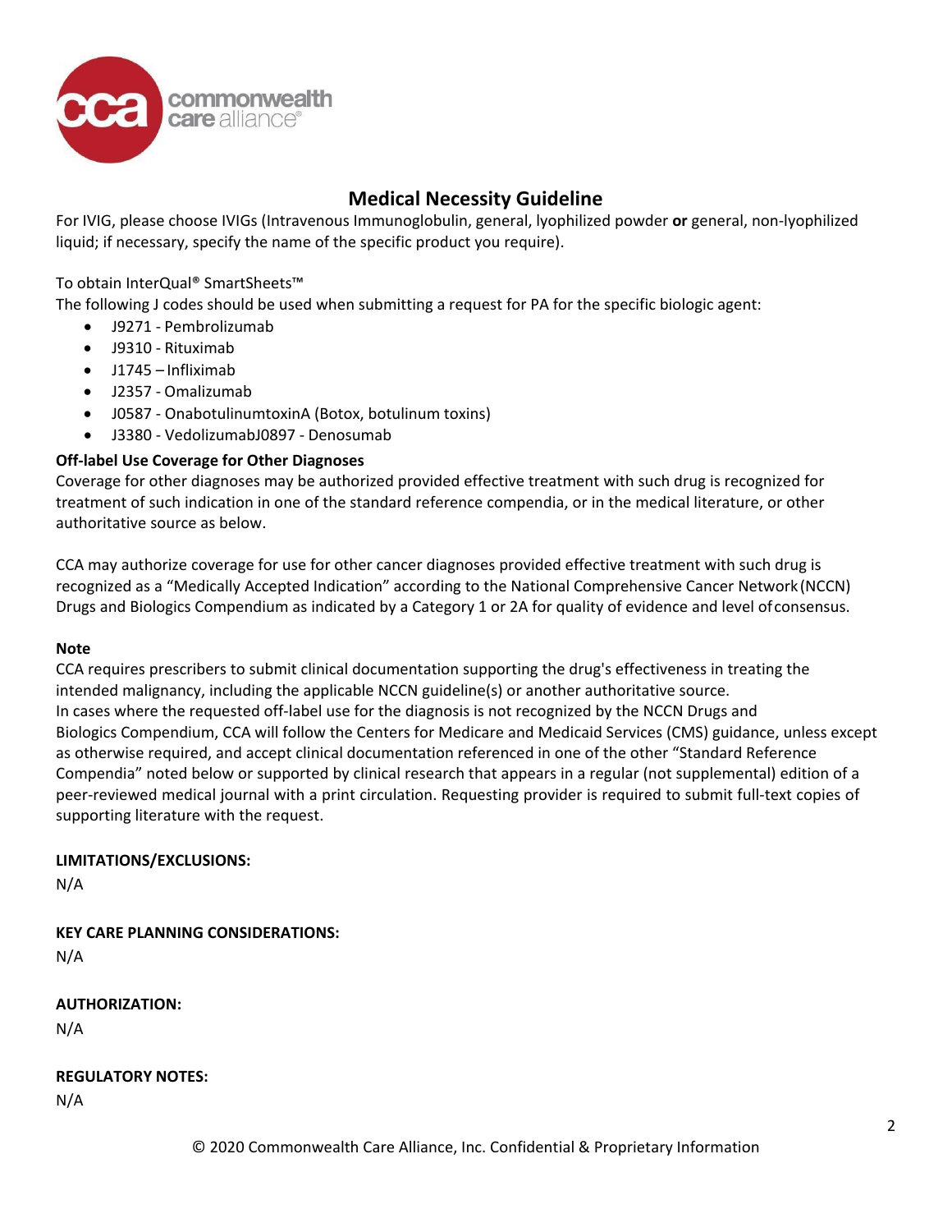## Medical Necessity Guideline

For IVIG, please choose IVIGs (Intravenous Immunoglobulin, general, lyophilized powder **or** general, non-lyophilized liquid; if necessary, specify the name of the specific product you require).

To obtain InterQual® SmartSheets™

The following J codes should be used when submitting a request for PA for the specific biologic agent:

- J9271 - Pembrolizumab
- J9310 - Rituximab
- J1745 – Infliximab
- J2357 - Omalizumab
- J0587 - OnabotulinumtoxinA (Botox, botulinum toxins)
- J3380 - VedolizumabJ0897 - Denosumab

**Off-label Use Coverage for Other Diagnoses**

Coverage for other diagnoses may be authorized provided effective treatment with such drug is recognized for treatment of such indication in one of the standard reference compendia, or in the medical literature, or other authoritative source as below.

CCA may authorize coverage for use for other cancer diagnoses provided effective treatment with such drug is recognized as a "Medically Accepted Indication" according to the National Comprehensive Cancer Network (NCCN) Drugs and Biologics Compendium as indicated by a Category 1 or 2A for quality of evidence and level of consensus.

**Note**

CCA requires prescribers to submit clinical documentation supporting the drug's effectiveness in treating the intended malignancy, including the applicable NCCN guideline(s) or another authoritative source.
In cases where the requested off-label use for the diagnosis is not recognized by the NCCN Drugs and Biologics Compendium, CCA will follow the Centers for Medicare and Medicaid Services (CMS) guidance, unless except as otherwise required, and accept clinical documentation referenced in one of the other "Standard Reference Compendia" noted below or supported by clinical research that appears in a regular (not supplemental) edition of a peer-reviewed medical journal with a print circulation. Requesting provider is required to submit full-text copies of supporting literature with the request.

**LIMITATIONS/EXCLUSIONS:**

N/A

**KEY CARE PLANNING CONSIDERATIONS:**

N/A

**AUTHORIZATION:**

N/A

**REGULATORY NOTES:**

N/A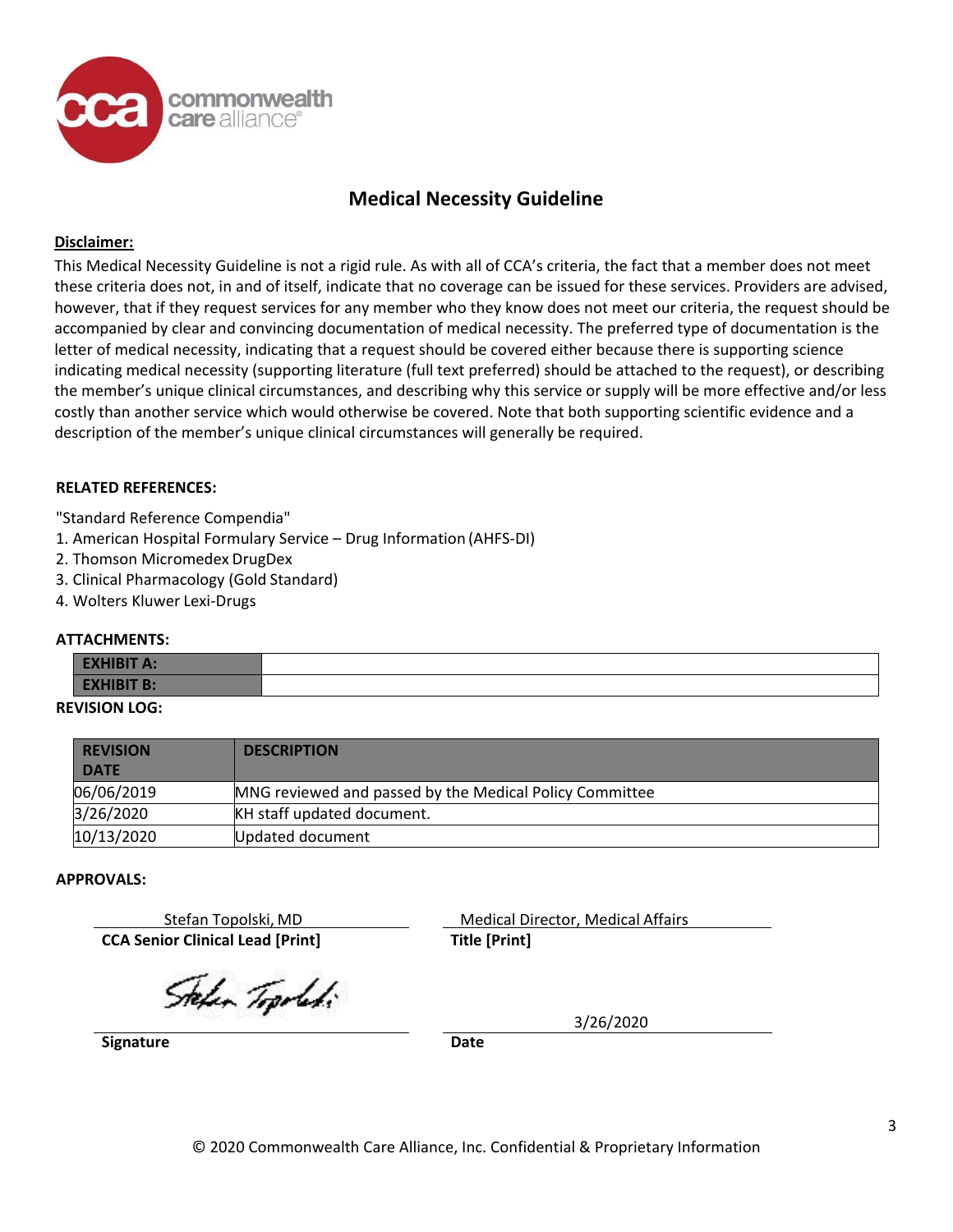## Medical Necessity Guideline

**Disclaimer:**

This Medical Necessity Guideline is not a rigid rule. As with all of CCA's criteria, the fact that a member does not meet these criteria does not, in and of itself, indicate that no coverage can be issued for these services. Providers are advised, however, that if they request services for any member who they know does not meet our criteria, the request should be accompanied by clear and convincing documentation of medical necessity. The preferred type of documentation is the letter of medical necessity, indicating that a request should be covered either because there is supporting science indicating medical necessity (supporting literature (full text preferred) should be attached to the request), or describing the member's unique clinical circumstances, and describing why this service or supply will be more effective and/or less costly than another service which would otherwise be covered. Note that both supporting scientific evidence and a description of the member's unique clinical circumstances will generally be required.

**RELATED REFERENCES:**

"Standard Reference Compendia"
1. American Hospital Formulary Service – Drug Information (AHFS-DI)
2. Thomson Micromedex DrugDex
3. Clinical Pharmacology (Gold Standard)
4. Wolters Kluwer Lexi-Drugs

**ATTACHMENTS:**

| | |
|---|---|
| **EXHIBIT A:** | |
| **EXHIBIT B:** | |

**REVISION LOG:**

| REVISION DATE | DESCRIPTION |
|---|---|
| 06/06/2019 | MNG reviewed and passed by the Medical Policy Committee |
| 3/26/2020 | KH staff updated document. |
| 10/13/2020 | Updated document |

**APPROVALS:**

Stefan Topolski, MD
**CCA Senior Clinical Lead [Print]**

Medical Director, Medical Affairs
**Title [Print]**

Stefan Topolski
**Signature**

3/26/2020
**Date**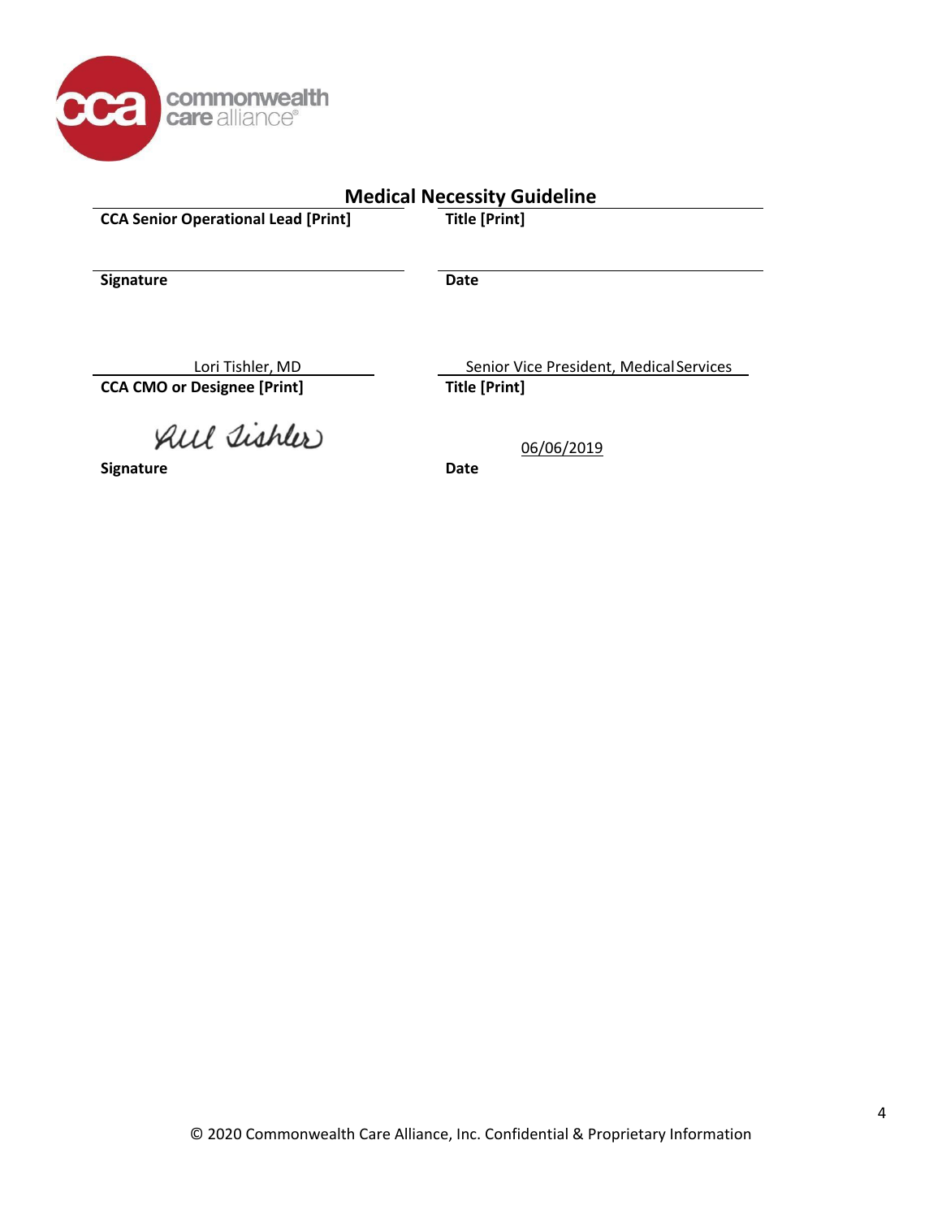commonwealth care alliance®

## Medical Necessity Guideline

| | |
|---|---|
| **CCA Senior Operational Lead [Print]** | **Title [Print]** |
| | |
| **Signature** | **Date** |
| | |
| Lori Tishler, MD | Senior Vice President, Medical Services |
| **CCA CMO or Designee [Print]** | **Title [Print]** |
| Lori Tishler | 06/06/2019 |
| **Signature** | **Date** |

© 2020 Commonwealth Care Alliance, Inc. Confidential & Proprietary Information